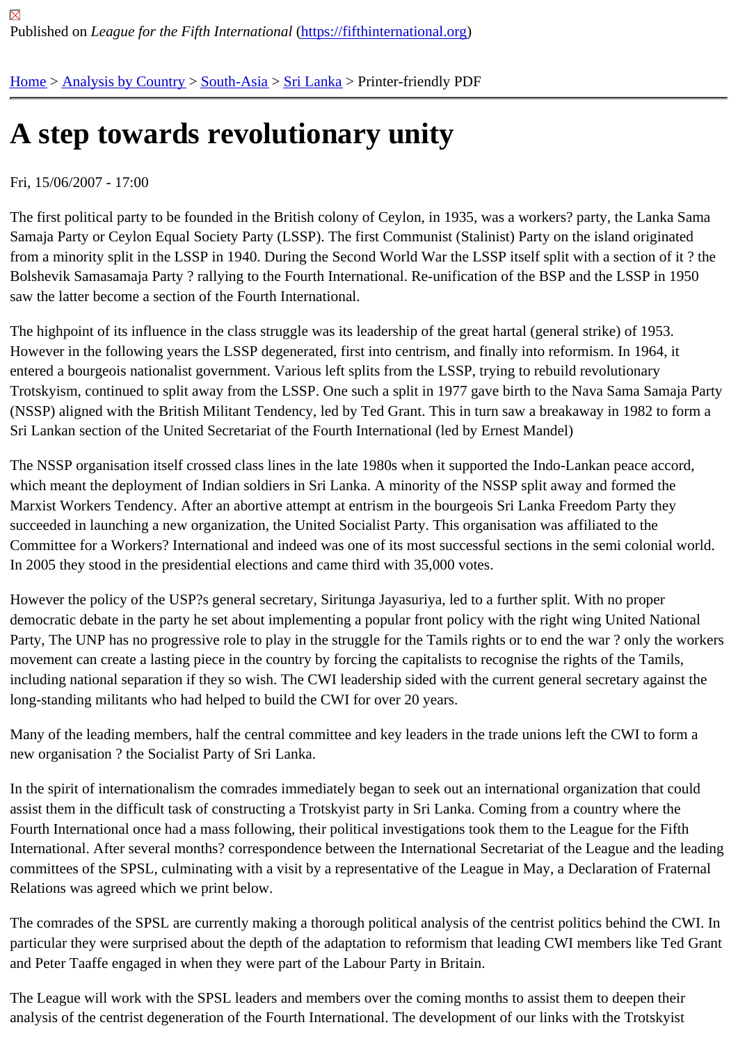Published on *League for the Fifth International* (https://fifthinternational.org)

Home > Analysis by Country > South-Asia > Sri Lanka > Printer-friendly PDF

# A step towards revolutionary unity

Fri, 15/06/2007 - 17:00

The first political party to be founded in the British colony of Ceylon, in 1935, was a workers? party, the Lanka Sama Samaja Party or Ceylon Equal Society Party (LSSP). The first Communist (Stalinist) Party on the island originated from a minority split in the LSSP in 1940. During the Second World War the LSSP itself split with a section of it ? the Bolshevik Samasamaja Party ? rallying to the Fourth International. Re-unification of the BSP and the LSSP in 1950 saw the latter become a section of the Fourth International.

The highpoint of its influence in the class struggle was its leadership of the great hartal (general strike) of 1953. However in the following years the LSSP degenerated, first into centrism, and finally into reformism. In 1964, it entered a bourgeois nationalist government. Various left splits from the LSSP, trying to rebuild revolutionary Trotskyism, continued to split away from the LSSP. One such a split in 1977 gave birth to the Nava Sama Samaja Party (NSSP) aligned with the British Militant Tendency, led by Ted Grant. This in turn saw a breakaway in 1982 to form a Sri Lankan section of the United Secretariat of the Fourth International (led by Ernest Mandel)

The NSSP organisation itself crossed class lines in the late 1980s when it supported the Indo-Lankan peace accord, which meant the deployment of Indian soldiers in Sri Lanka. A minority of the NSSP split away and formed the Marxist Workers Tendency. After an abortive attempt at entrism in the bourgeois Sri Lanka Freedom Party they succeeded in launching a new organization, the United Socialist Party. This organisation was affiliated to the Committee for a Workers? International and indeed was one of its most successful sections in the semi colonial world. In 2005 they stood in the presidential elections and came third with 35,000 votes.

However the policy of the USP?s general secretary, Siritunga Jayasuriya, led to a further split. With no proper democratic debate in the party he set about implementing a popular front policy with the right wing United National Party, The UNP has no progressive role to play in the struggle for the Tamils rights or to end the war ? only the workers movement can create a lasting piece in the country by forcing the capitalists to recognise the rights of the Tamils, including national separation if they so wish. The CWI leadership sided with the current general secretary against the long-standing militants who had helped to build the CWI for over 20 years.

Many of the leading members, half the central committee and key leaders in the trade unions left the CWI to form a new organisation ? the Socialist Party of Sri Lanka.

In the spirit of internationalism the comrades immediately began to seek out an international organization that could assist them in the difficult task of constructing a Trotskyist party in Sri Lanka. Coming from a country where the Fourth International once had a mass following, their political investigations took them to the League for the Fifth International. After several months? correspondence between the International Secretariat of the League and the leading committees of the SPSL, culminating with a visit by a representative of the League in May, a Declaration of Fraternal Relations was agreed which we print below.

The comrades of the SPSL are currently making a thorough political analysis of the centrist politics behind the CWI. In particular they were surprised about the depth of the adaptation to reformism that leading CWI members like Ted Grant and Peter Taaffe engaged in when they were part of the Labour Party in Britain.

The League will work with the SPSL leaders and members over the coming months to assist them to deepen their analysis of the centrist degeneration of the Fourth International. The development of our links with the Trotskyist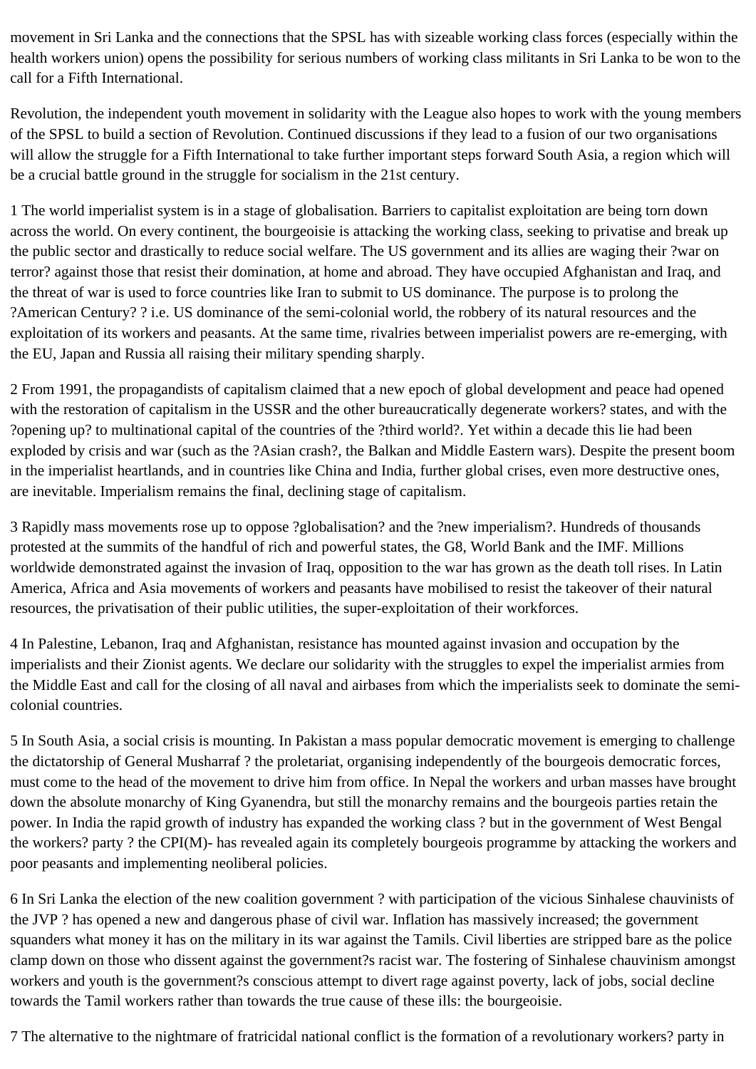movement in Sri Lanka and the connections that the SPSL has with sizeable working class forces (especially within the health workers union) opens the possibility for serious numbers of working class militants in Sri Lanka to be won to the call for a Fifth International.

Revolution, the independent youth movement in solidarity with the League also hopes to work with the young members of the SPSL to build a section of Revolution. Continued discussions if they lead to a fusion of our two organisations will allow the struggle for a Fifth International to take further important steps forward South Asia, a region which will be a crucial battle ground in the struggle for socialism in the 21st century.

1 The world imperialist system is in a stage of globalisation. Barriers to capitalist exploitation are being torn down across the world. On every continent, the bourgeoisie is attacking the working class, seeking to privatise and break up the public sector and drastically to reduce social welfare. The US government and its allies are waging their ?war on terror? against those that resist their domination, at home and abroad. They have occupied Afghanistan and Iraq, and the threat of war is used to force countries like Iran to submit to US dominance. The purpose is to prolong the ?American Century? ? i.e. US dominance of the semi-colonial world, the robbery of its natural resources and the exploitation of its workers and peasants. At the same time, rivalries between imperialist powers are re-emerging, with the EU, Japan and Russia all raising their military spending sharply.

2 From 1991, the propagandists of capitalism claimed that a new epoch of global development and peace had opened with the restoration of capitalism in the USSR and the other bureaucratically degenerate workers? states, and with the ?opening up? to multinational capital of the countries of the ?third world?. Yet within a decade this lie had been exploded by crisis and war (such as the ?Asian crash?, the Balkan and Middle Eastern wars). Despite the present boom in the imperialist heartlands, and in countries like China and India, further global crises, even more destructive ones, are inevitable. Imperialism remains the final, declining stage of capitalism.

3 Rapidly mass movements rose up to oppose ?globalisation? and the ?new imperialism?. Hundreds of thousands protested at the summits of the handful of rich and powerful states, the G8, World Bank and the IMF. Millions worldwide demonstrated against the invasion of Iraq, opposition to the war has grown as the death toll rises. In Latin America, Africa and Asia movements of workers and peasants have mobilised to resist the takeover of their natural resources, the privatisation of their public utilities, the super-exploitation of their workforces.

4 In Palestine, Lebanon, Iraq and Afghanistan, resistance has mounted against invasion and occupation by the imperialists and their Zionist agents. We declare our solidarity with the struggles to expel the imperialist armies from the Middle East and call for the closing of all naval and airbases from which the imperialists seek to dominate the semi-colonial countries.

5 In South Asia, a social crisis is mounting. In Pakistan a mass popular democratic movement is emerging to challenge the dictatorship of General Musharraf ? the proletariat, organising independently of the bourgeois democratic forces, must come to the head of the movement to drive him from office. In Nepal the workers and urban masses have brought down the absolute monarchy of King Gyanendra, but still the monarchy remains and the bourgeois parties retain the power. In India the rapid growth of industry has expanded the working class ? but in the government of West Bengal the workers? party ? the CPI(M)- has revealed again its completely bourgeois programme by attacking the workers and poor peasants and implementing neoliberal policies.

6 In Sri Lanka the election of the new coalition government ? with participation of the vicious Sinhalese chauvinists of the JVP ? has opened a new and dangerous phase of civil war. Inflation has massively increased; the government squanders what money it has on the military in its war against the Tamils. Civil liberties are stripped bare as the police clamp down on those who dissent against the government?s racist war. The fostering of Sinhalese chauvinism amongst workers and youth is the government?s conscious attempt to divert rage against poverty, lack of jobs, social decline towards the Tamil workers rather than towards the true cause of these ills: the bourgeoisie.

7 The alternative to the nightmare of fratricidal national conflict is the formation of a revolutionary workers? party in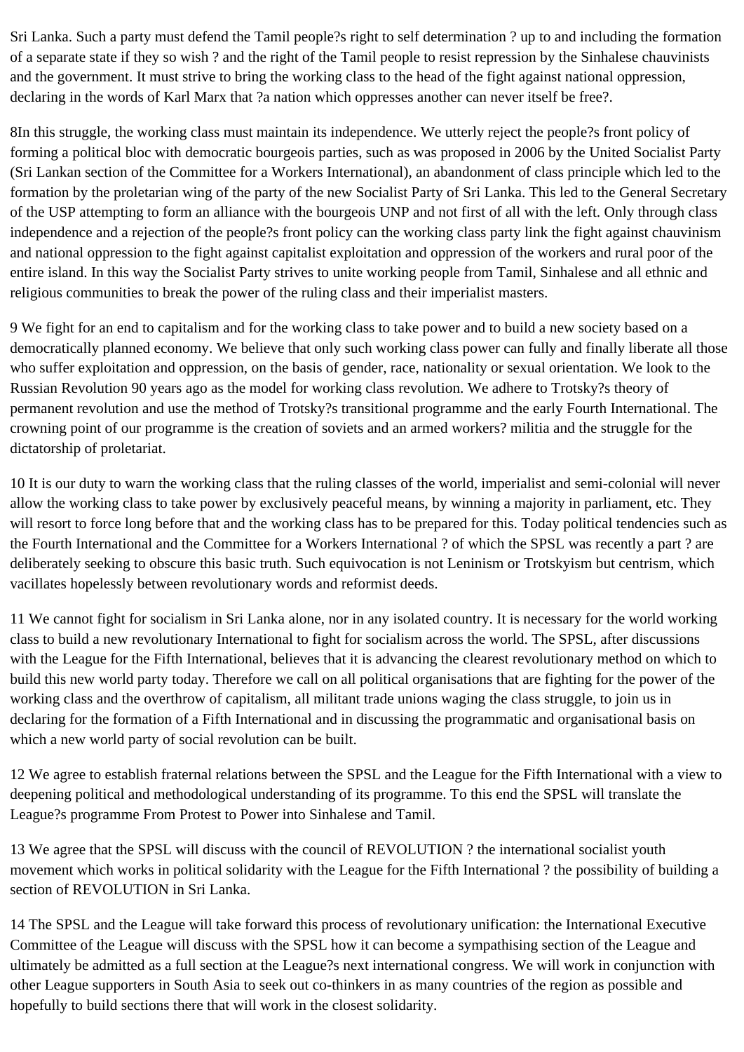Sri Lanka. Such a party must defend the Tamil people?s right to self determination ? up to and including the formation of a separate state if they so wish ? and the right of the Tamil people to resist repression by the Sinhalese chauvinists and the government. It must strive to bring the working class to the head of the fight against national oppression, declaring in the words of Karl Marx that ?a nation which oppresses another can never itself be free?.

8In this struggle, the working class must maintain its independence. We utterly reject the people?s front policy of forming a political bloc with democratic bourgeois parties, such as was proposed in 2006 by the United Socialist Party (Sri Lankan section of the Committee for a Workers International), an abandonment of class principle which led to the formation by the proletarian wing of the party of the new Socialist Party of Sri Lanka. This led to the General Secretary of the USP attempting to form an alliance with the bourgeois UNP and not first of all with the left. Only through class independence and a rejection of the people?s front policy can the working class party link the fight against chauvinism and national oppression to the fight against capitalist exploitation and oppression of the workers and rural poor of the entire island. In this way the Socialist Party strives to unite working people from Tamil, Sinhalese and all ethnic and religious communities to break the power of the ruling class and their imperialist masters.

9 We fight for an end to capitalism and for the working class to take power and to build a new society based on a democratically planned economy. We believe that only such working class power can fully and finally liberate all those who suffer exploitation and oppression, on the basis of gender, race, nationality or sexual orientation. We look to the Russian Revolution 90 years ago as the model for working class revolution. We adhere to Trotsky?s theory of permanent revolution and use the method of Trotsky?s transitional programme and the early Fourth International. The crowning point of our programme is the creation of soviets and an armed workers? militia and the struggle for the dictatorship of proletariat.

10 It is our duty to warn the working class that the ruling classes of the world, imperialist and semi-colonial will never allow the working class to take power by exclusively peaceful means, by winning a majority in parliament, etc. They will resort to force long before that and the working class has to be prepared for this. Today political tendencies such as the Fourth International and the Committee for a Workers International ? of which the SPSL was recently a part ? are deliberately seeking to obscure this basic truth. Such equivocation is not Leninism or Trotskyism but centrism, which vacillates hopelessly between revolutionary words and reformist deeds.

11 We cannot fight for socialism in Sri Lanka alone, nor in any isolated country. It is necessary for the world working class to build a new revolutionary International to fight for socialism across the world. The SPSL, after discussions with the League for the Fifth International, believes that it is advancing the clearest revolutionary method on which to build this new world party today. Therefore we call on all political organisations that are fighting for the power of the working class and the overthrow of capitalism, all militant trade unions waging the class struggle, to join us in declaring for the formation of a Fifth International and in discussing the programmatic and organisational basis on which a new world party of social revolution can be built.

12 We agree to establish fraternal relations between the SPSL and the League for the Fifth International with a view to deepening political and methodological understanding of its programme. To this end the SPSL will translate the League?s programme From Protest to Power into Sinhalese and Tamil.

13 We agree that the SPSL will discuss with the council of REVOLUTION ? the international socialist youth movement which works in political solidarity with the League for the Fifth International ? the possibility of building a section of REVOLUTION in Sri Lanka.

14 The SPSL and the League will take forward this process of revolutionary unification: the International Executive Committee of the League will discuss with the SPSL how it can become a sympathising section of the League and ultimately be admitted as a full section at the League?s next international congress. We will work in conjunction with other League supporters in South Asia to seek out co-thinkers in as many countries of the region as possible and hopefully to build sections there that will work in the closest solidarity.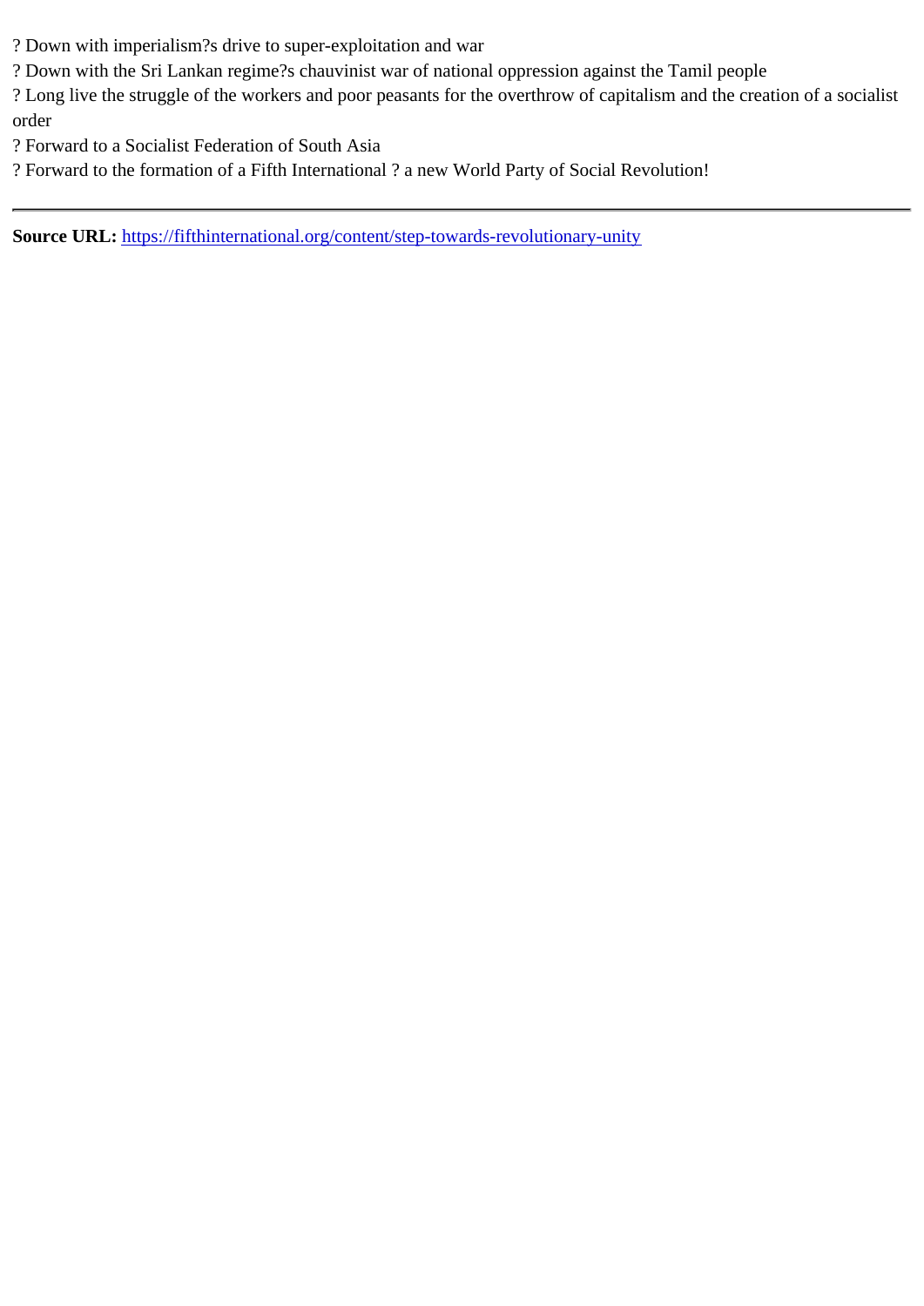? Down with imperialism?s drive to super-exploitation and war

? Down with the Sri Lankan regime?s chauvinist war of national oppression against the Tamil people

? Long live the struggle of the workers and poor peasants for the overthrow of capitalism and the creation of a socialist order

? Forward to a Socialist Federation of South Asia

? Forward to the formation of a Fifth International ? a new World Party of Social Revolution!

---

**Source URL:** https://fifthinternational.org/content/step-towards-revolutionary-unity